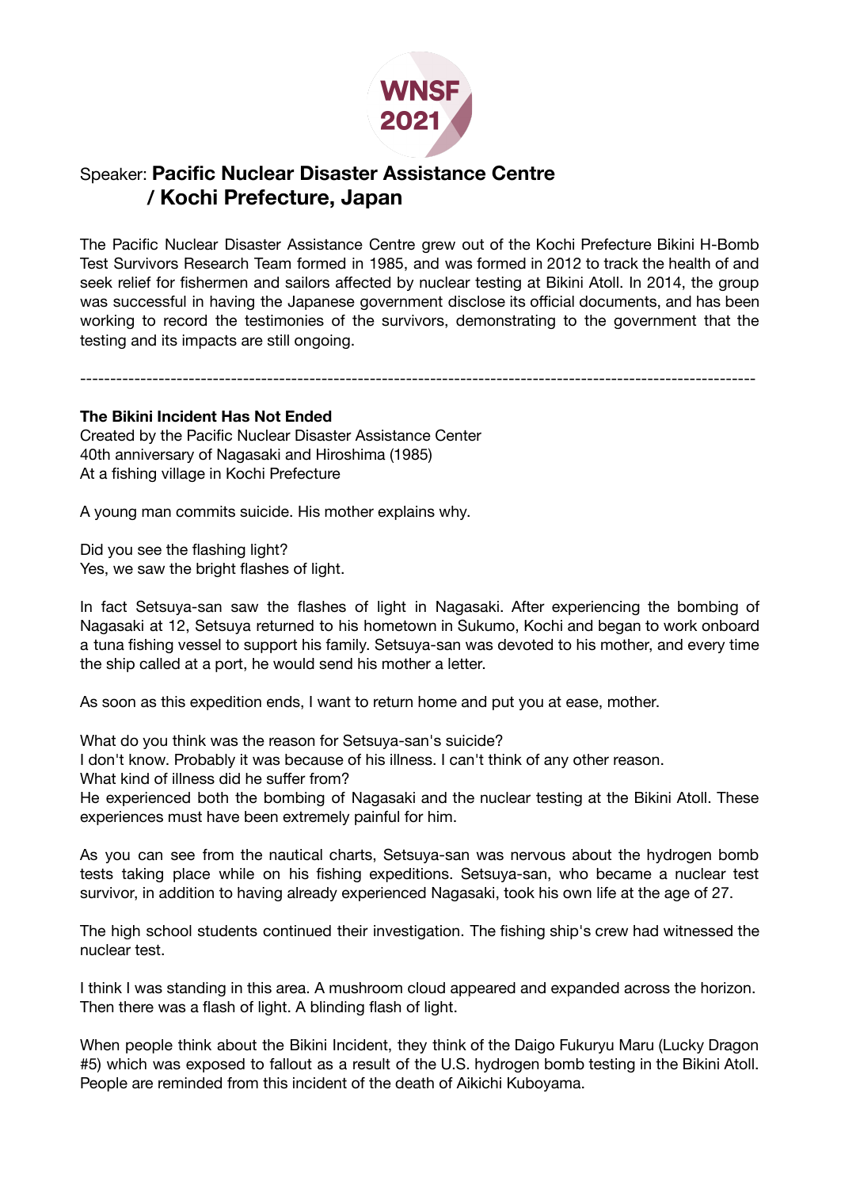# Speaker: **Pacific Nuclear Disaster Assistance Centre / Kochi Prefecture, Japan**

The Pacific Nuclear Disaster Assistance Centre grew out of the Kochi Prefecture Bikini H-Bomb Test Survivors Research Team formed in 1985, and was formed in 2012 to track the health of and seek relief for fishermen and sailors affected by nuclear testing at Bikini Atoll. In 2014, the group was successful in having the Japanese government disclose its official documents, and has been working to record the testimonies of the survivors, demonstrating to the government that the testing and its impacts are still ongoing.

---

**The Bikini Incident Has Not Ended**
Created by the Pacific Nuclear Disaster Assistance Center
40th anniversary of Nagasaki and Hiroshima (1985)
At a fishing village in Kochi Prefecture

A young man commits suicide. His mother explains why.

Did you see the flashing light?
Yes, we saw the bright flashes of light.

In fact Setsuya-san saw the flashes of light in Nagasaki. After experiencing the bombing of Nagasaki at 12, Setsuya returned to his hometown in Sukumo, Kochi and began to work onboard a tuna fishing vessel to support his family. Setsuya-san was devoted to his mother, and every time the ship called at a port, he would send his mother a letter.

As soon as this expedition ends, I want to return home and put you at ease, mother.

What do you think was the reason for Setsuya-san's suicide?
I don't know. Probably it was because of his illness. I can't think of any other reason.
What kind of illness did he suffer from?
He experienced both the bombing of Nagasaki and the nuclear testing at the Bikini Atoll. These experiences must have been extremely painful for him.

As you can see from the nautical charts, Setsuya-san was nervous about the hydrogen bomb tests taking place while on his fishing expeditions. Setsuya-san, who became a nuclear test survivor, in addition to having already experienced Nagasaki, took his own life at the age of 27.

The high school students continued their investigation. The fishing ship's crew had witnessed the nuclear test.

I think I was standing in this area. A mushroom cloud appeared and expanded across the horizon. Then there was a flash of light. A blinding flash of light.

When people think about the Bikini Incident, they think of the Daigo Fukuryu Maru (Lucky Dragon #5) which was exposed to fallout as a result of the U.S. hydrogen bomb testing in the Bikini Atoll. People are reminded from this incident of the death of Aikichi Kuboyama.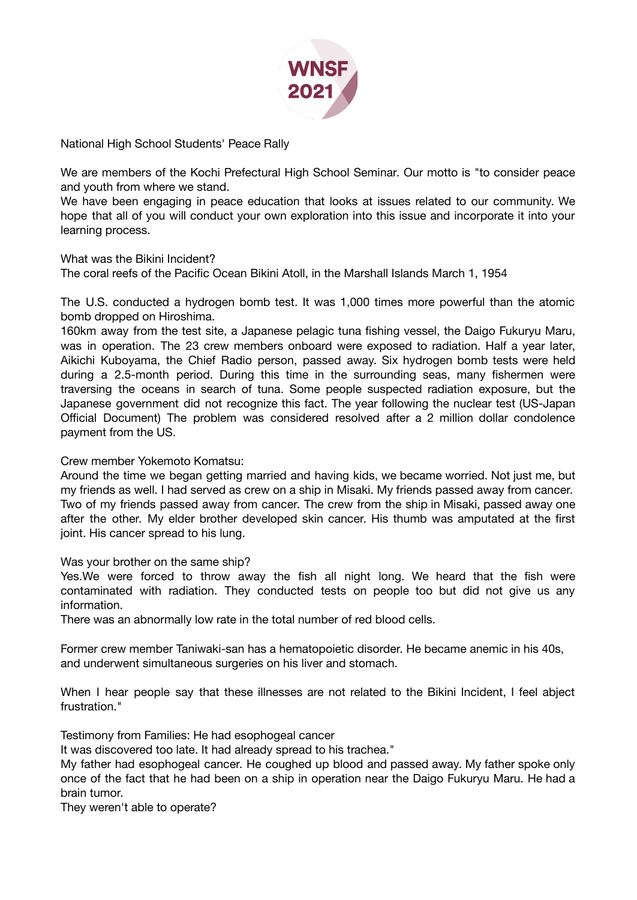National High School Students' Peace Rally

We are members of the Kochi Prefectural High School Seminar. Our motto is "to consider peace and youth from where we stand.
We have been engaging in peace education that looks at issues related to our community. We hope that all of you will conduct your own exploration into this issue and incorporate it into your learning process.

What was the Bikini Incident?
The coral reefs of the Pacific Ocean Bikini Atoll, in the Marshall Islands March 1, 1954

The U.S. conducted a hydrogen bomb test. It was 1,000 times more powerful than the atomic bomb dropped on Hiroshima.
160km away from the test site, a Japanese pelagic tuna fishing vessel, the Daigo Fukuryu Maru, was in operation. The 23 crew members onboard were exposed to radiation. Half a year later, Aikichi Kuboyama, the Chief Radio person, passed away. Six hydrogen bomb tests were held during a 2.5-month period. During this time in the surrounding seas, many fishermen were traversing the oceans in search of tuna. Some people suspected radiation exposure, but the Japanese government did not recognize this fact. The year following the nuclear test (US-Japan Official Document) The problem was considered resolved after a 2 million dollar condolence payment from the US.

Crew member Yokemoto Komatsu:
Around the time we began getting married and having kids, we became worried. Not just me, but my friends as well. I had served as crew on a ship in Misaki. My friends passed away from cancer. Two of my friends passed away from cancer. The crew from the ship in Misaki, passed away one after the other. My elder brother developed skin cancer. His thumb was amputated at the first joint. His cancer spread to his lung.

Was your brother on the same ship?
Yes.We were forced to throw away the fish all night long. We heard that the fish were contaminated with radiation. They conducted tests on people too but did not give us any information.
There was an abnormally low rate in the total number of red blood cells.

Former crew member Taniwaki-san has a hematopoietic disorder. He became anemic in his 40s, and underwent simultaneous surgeries on his liver and stomach.

When I hear people say that these illnesses are not related to the Bikini Incident, I feel abject frustration."

Testimony from Families: He had esophogeal cancer
It was discovered too late. It had already spread to his trachea."
My father had esophogeal cancer. He coughed up blood and passed away. My father spoke only once of the fact that he had been on a ship in operation near the Daigo Fukuryu Maru. He had a brain tumor.
They weren't able to operate?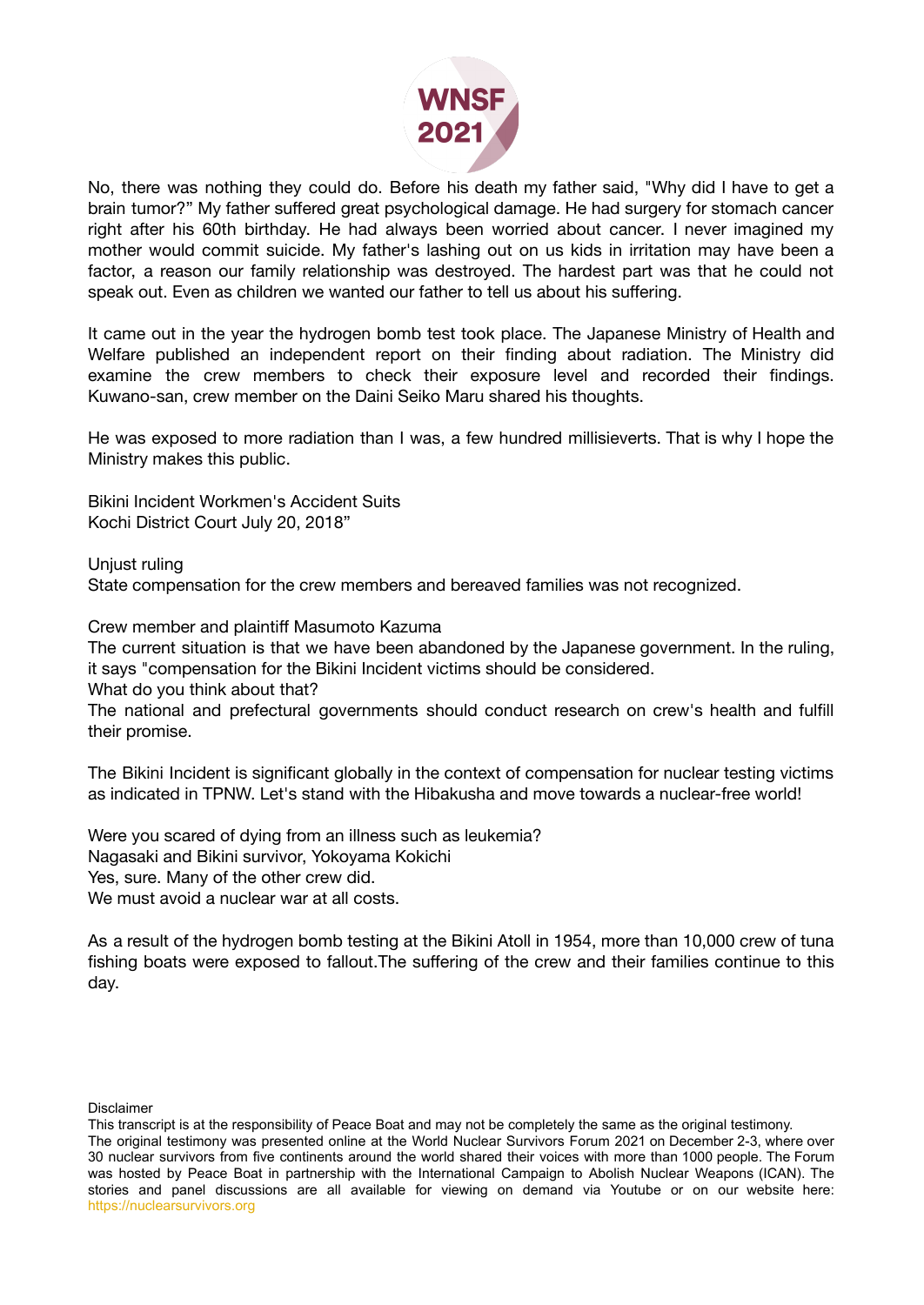No, there was nothing they could do. Before his death my father said, "Why did I have to get a brain tumor?" My father suffered great psychological damage. He had surgery for stomach cancer right after his 60th birthday. He had always been worried about cancer. I never imagined my mother would commit suicide. My father's lashing out on us kids in irritation may have been a factor, a reason our family relationship was destroyed. The hardest part was that he could not speak out. Even as children we wanted our father to tell us about his suffering.

It came out in the year the hydrogen bomb test took place. The Japanese Ministry of Health and Welfare published an independent report on their finding about radiation. The Ministry did examine the crew members to check their exposure level and recorded their findings. Kuwano-san, crew member on the Daini Seiko Maru shared his thoughts.

He was exposed to more radiation than I was, a few hundred millisieverts. That is why I hope the Ministry makes this public.

Bikini Incident Workmen's Accident Suits
Kochi District Court July 20, 2018"

Unjust ruling
State compensation for the crew members and bereaved families was not recognized.

Crew member and plaintiff Masumoto Kazuma
The current situation is that we have been abandoned by the Japanese government. In the ruling, it says "compensation for the Bikini Incident victims should be considered.
What do you think about that?
The national and prefectural governments should conduct research on crew's health and fulfill their promise.

The Bikini Incident is significant globally in the context of compensation for nuclear testing victims as indicated in TPNW. Let's stand with the Hibakusha and move towards a nuclear-free world!

Were you scared of dying from an illness such as leukemia?
Nagasaki and Bikini survivor, Yokoyama Kokichi
Yes, sure. Many of the other crew did.
We must avoid a nuclear war at all costs.

As a result of the hydrogen bomb testing at the Bikini Atoll in 1954, more than 10,000 crew of tuna fishing boats were exposed to fallout.The suffering of the crew and their families continue to this day.

Disclaimer
This transcript is at the responsibility of Peace Boat and may not be completely the same as the original testimony.
The original testimony was presented online at the World Nuclear Survivors Forum 2021 on December 2-3, where over 30 nuclear survivors from five continents around the world shared their voices with more than 1000 people. The Forum was hosted by Peace Boat in partnership with the International Campaign to Abolish Nuclear Weapons (ICAN). The stories and panel discussions are all available for viewing on demand via Youtube or on our website here: https://nuclearsurvivors.org